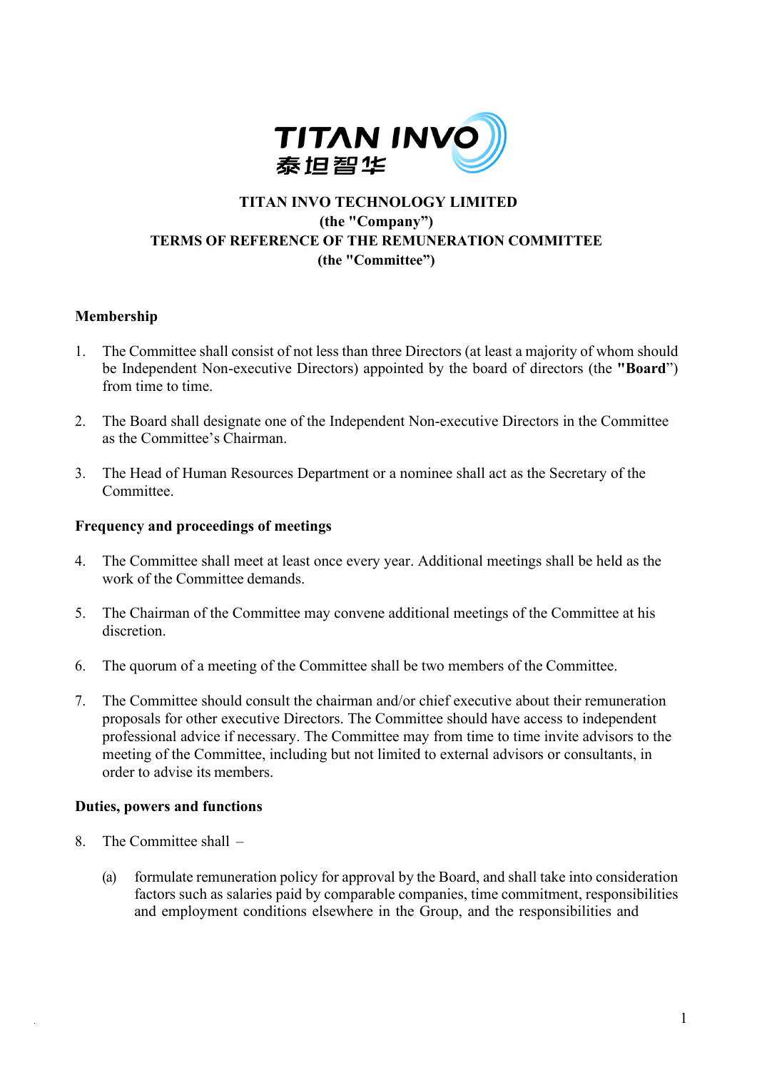TITAN INVO
泰坦智华

**TITAN INVO TECHNOLOGY LIMITED**
**(the "Company")**
**TERMS OF REFERENCE OF THE REMUNERATION COMMITTEE**
**(the "Committee")**

**Membership**

1. The Committee shall consist of not less than three Directors (at least a majority of whom should be Independent Non-executive Directors) appointed by the board of directors (the **"Board**") from time to time.

2. The Board shall designate one of the Independent Non-executive Directors in the Committee as the Committee's Chairman.

3. The Head of Human Resources Department or a nominee shall act as the Secretary of the Committee.

**Frequency and proceedings of meetings**

4. The Committee shall meet at least once every year. Additional meetings shall be held as the work of the Committee demands.

5. The Chairman of the Committee may convene additional meetings of the Committee at his discretion.

6. The quorum of a meeting of the Committee shall be two members of the Committee.

7. The Committee should consult the chairman and/or chief executive about their remuneration proposals for other executive Directors. The Committee should have access to independent professional advice if necessary. The Committee may from time to time invite advisors to the meeting of the Committee, including but not limited to external advisors or consultants, in order to advise its members.

**Duties, powers and functions**

8. The Committee shall –

   (a) formulate remuneration policy for approval by the Board, and shall take into consideration factors such as salaries paid by comparable companies, time commitment, responsibilities and employment conditions elsewhere in the Group, and the responsibilities and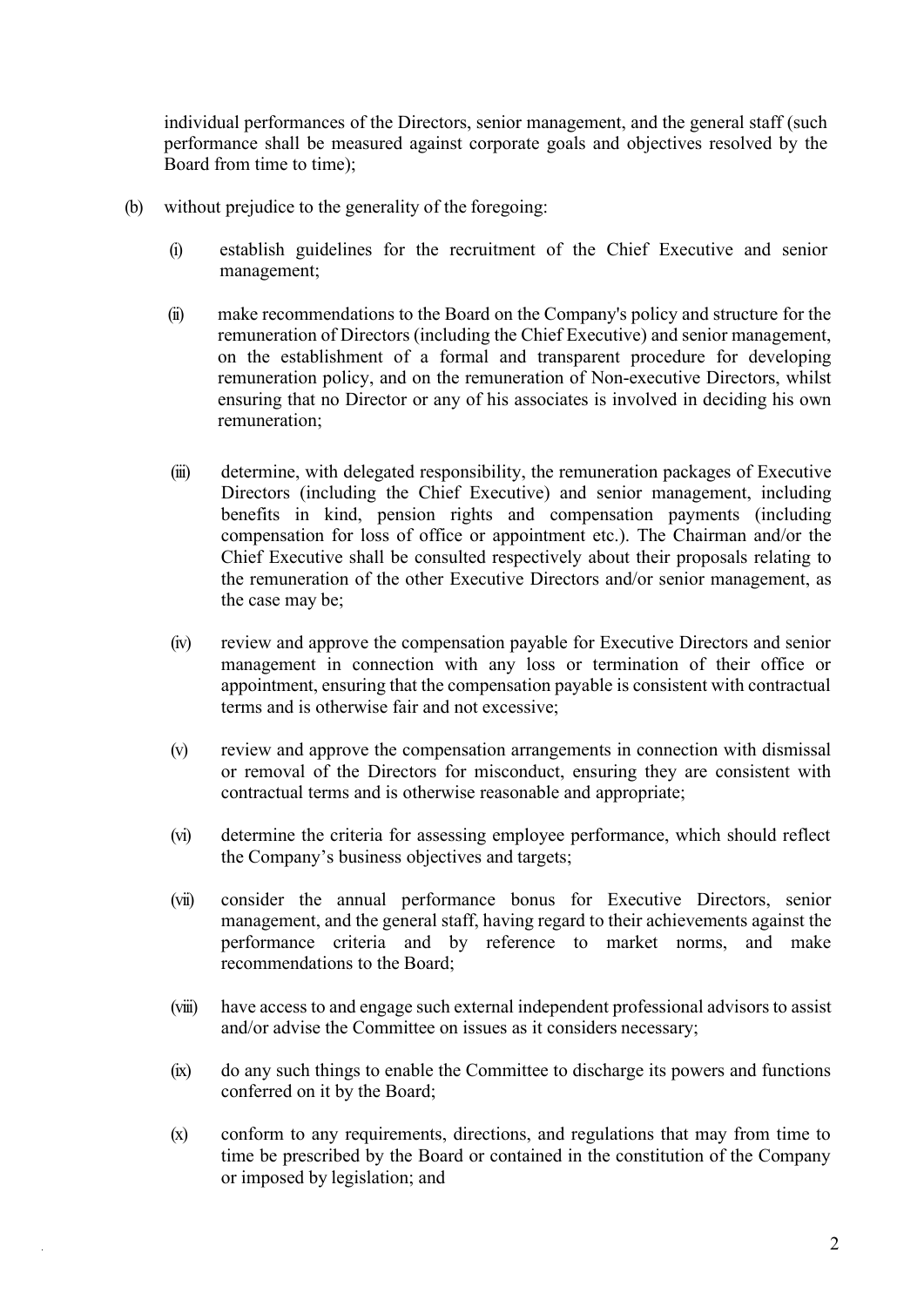individual performances of the Directors, senior management, and the general staff (such performance shall be measured against corporate goals and objectives resolved by the Board from time to time);

(b) without prejudice to the generality of the foregoing:

   (i) establish guidelines for the recruitment of the Chief Executive and senior management;

   (ii) make recommendations to the Board on the Company's policy and structure for the remuneration of Directors (including the Chief Executive) and senior management, on the establishment of a formal and transparent procedure for developing remuneration policy, and on the remuneration of Non-executive Directors, whilst ensuring that no Director or any of his associates is involved in deciding his own remuneration;

   (iii) determine, with delegated responsibility, the remuneration packages of Executive Directors (including the Chief Executive) and senior management, including benefits in kind, pension rights and compensation payments (including compensation for loss of office or appointment etc.). The Chairman and/or the Chief Executive shall be consulted respectively about their proposals relating to the remuneration of the other Executive Directors and/or senior management, as the case may be;

   (iv) review and approve the compensation payable for Executive Directors and senior management in connection with any loss or termination of their office or appointment, ensuring that the compensation payable is consistent with contractual terms and is otherwise fair and not excessive;

   (v) review and approve the compensation arrangements in connection with dismissal or removal of the Directors for misconduct, ensuring they are consistent with contractual terms and is otherwise reasonable and appropriate;

   (vi) determine the criteria for assessing employee performance, which should reflect the Company's business objectives and targets;

   (vii) consider the annual performance bonus for Executive Directors, senior management, and the general staff, having regard to their achievements against the performance criteria and by reference to market norms, and make recommendations to the Board;

   (viii) have access to and engage such external independent professional advisors to assist and/or advise the Committee on issues as it considers necessary;

   (ix) do any such things to enable the Committee to discharge its powers and functions conferred on it by the Board;

   (x) conform to any requirements, directions, and regulations that may from time to time be prescribed by the Board or contained in the constitution of the Company or imposed by legislation; and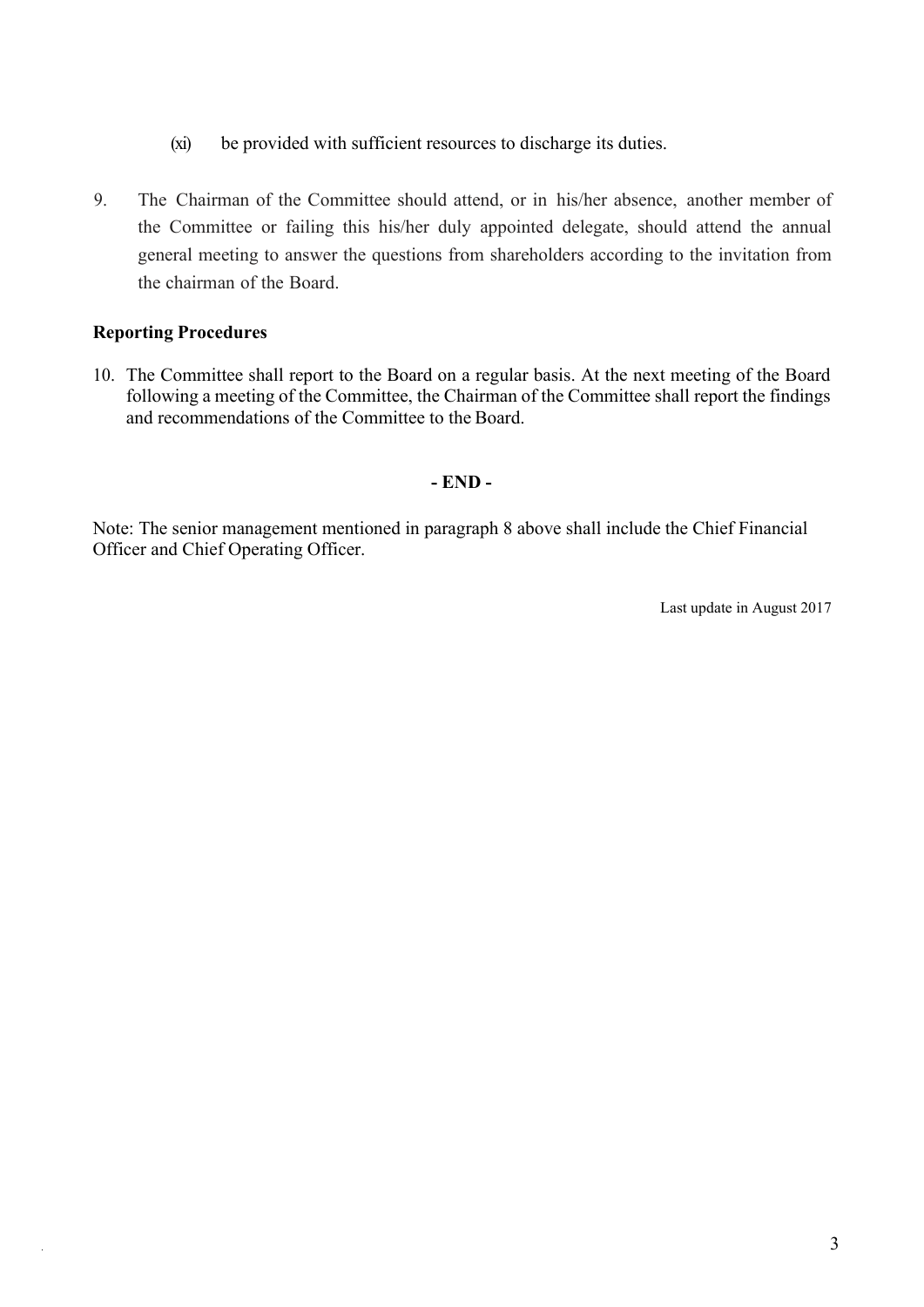(xi) be provided with sufficient resources to discharge its duties.

9. The Chairman of the Committee should attend, or in his/her absence, another member of the Committee or failing this his/her duly appointed delegate, should attend the annual general meeting to answer the questions from shareholders according to the invitation from the chairman of the Board.

**Reporting Procedures**

10. The Committee shall report to the Board on a regular basis. At the next meeting of the Board following a meeting of the Committee, the Chairman of the Committee shall report the findings and recommendations of the Committee to the Board.

**- END -**

Note: The senior management mentioned in paragraph 8 above shall include the Chief Financial Officer and Chief Operating Officer.

Last update in August 2017